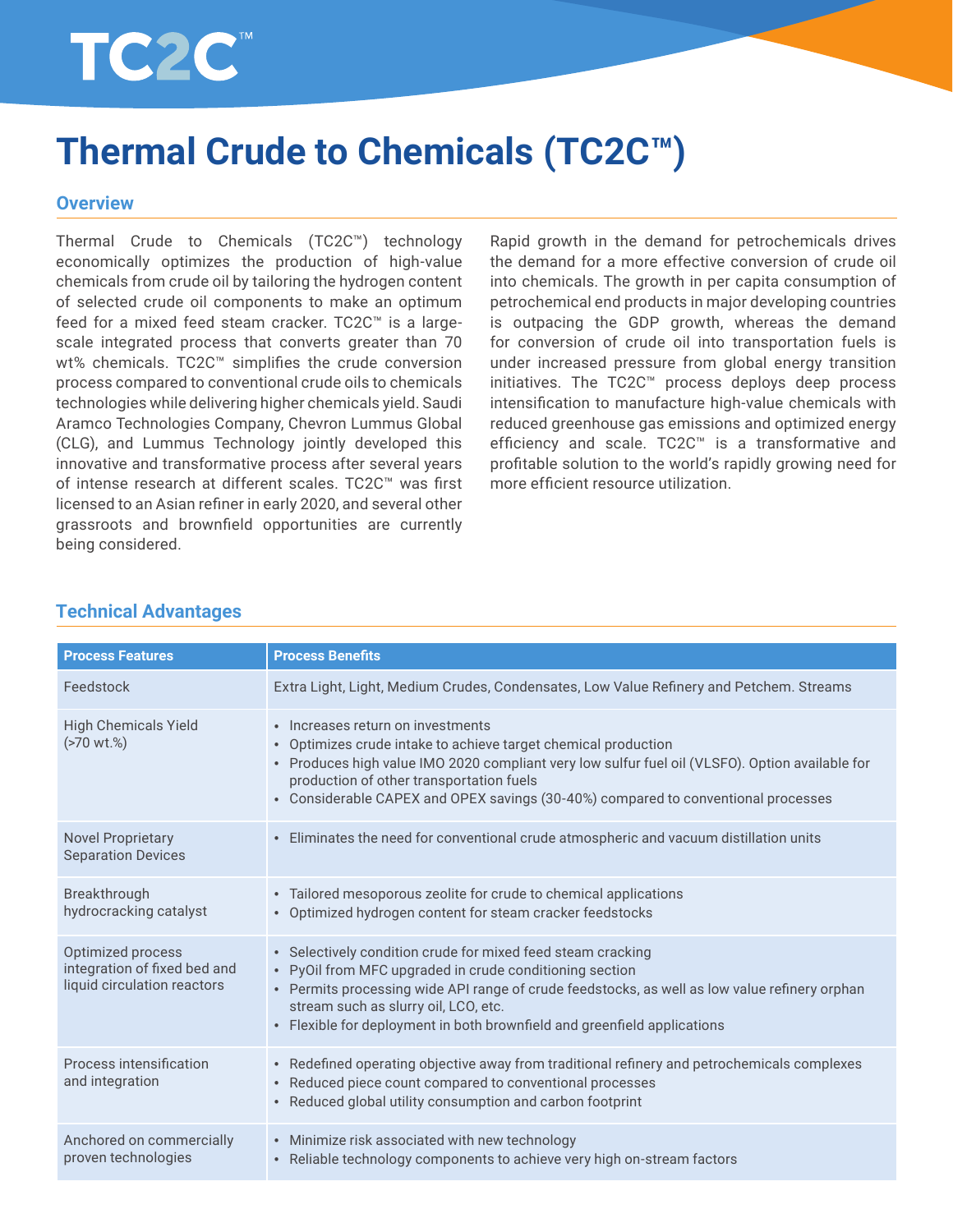# Thermal Crude to Chemicals (TC2C™)

## Overview

Thermal Crude to Chemicals (TC2C™) technology economically optimizes the production of high-value chemicals from crude oil by tailoring the hydrogen content of selected crude oil components to make an optimum feed for a mixed feed steam cracker. TC2C™ is a large-scale integrated process that converts greater than 70 wt% chemicals. TC2C™ simplifies the crude conversion process compared to conventional crude oils to chemicals technologies while delivering higher chemicals yield. Saudi Aramco Technologies Company, Chevron Lummus Global (CLG), and Lummus Technology jointly developed this innovative and transformative process after several years of intense research at different scales. TC2C™ was first licensed to an Asian refiner in early 2020, and several other grassroots and brownfield opportunities are currently being considered.

Rapid growth in the demand for petrochemicals drives the demand for a more effective conversion of crude oil into chemicals. The growth in per capita consumption of petrochemical end products in major developing countries is outpacing the GDP growth, whereas the demand for conversion of crude oil into transportation fuels is under increased pressure from global energy transition initiatives. The TC2C™ process deploys deep process intensification to manufacture high-value chemicals with reduced greenhouse gas emissions and optimized energy efficiency and scale. TC2C™ is a transformative and profitable solution to the world's rapidly growing need for more efficient resource utilization.

## Technical Advantages

| Process Features | Process Benefits |
|---|---|
| Feedstock | Extra Light, Light, Medium Crudes, Condensates, Low Value Refinery and Petchem. Streams |
| High Chemicals Yield (>70 wt.%) | • Increases return on investments<br>• Optimizes crude intake to achieve target chemical production<br>• Produces high value IMO 2020 compliant very low sulfur fuel oil (VLSFO). Option available for production of other transportation fuels<br>• Considerable CAPEX and OPEX savings (30-40%) compared to conventional processes |
| Novel Proprietary Separation Devices | • Eliminates the need for conventional crude atmospheric and vacuum distillation units |
| Breakthrough hydrocracking catalyst | • Tailored mesoporous zeolite for crude to chemical applications<br>• Optimized hydrogen content for steam cracker feedstocks |
| Optimized process integration of fixed bed and liquid circulation reactors | • Selectively condition crude for mixed feed steam cracking<br>• PyOil from MFC upgraded in crude conditioning section<br>• Permits processing wide API range of crude feedstocks, as well as low value refinery orphan stream such as slurry oil, LCO, etc.<br>• Flexible for deployment in both brownfield and greenfield applications |
| Process intensification and integration | • Redefined operating objective away from traditional refinery and petrochemicals complexes<br>• Reduced piece count compared to conventional processes<br>• Reduced global utility consumption and carbon footprint |
| Anchored on commercially proven technologies | • Minimize risk associated with new technology<br>• Reliable technology components to achieve very high on-stream factors |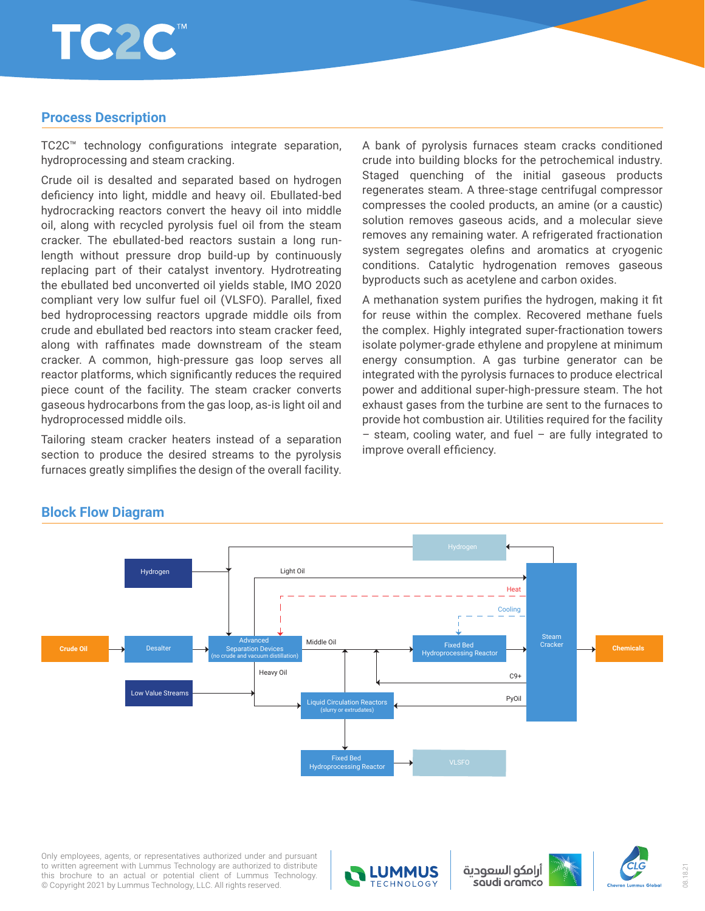TC2C™

## Process Description

TC2C™ technology configurations integrate separation, hydroprocessing and steam cracking.

Crude oil is desalted and separated based on hydrogen deficiency into light, middle and heavy oil. Ebullated-bed hydrocracking reactors convert the heavy oil into middle oil, along with recycled pyrolysis fuel oil from the steam cracker. The ebullated-bed reactors sustain a long run-length without pressure drop build-up by continuously replacing part of their catalyst inventory. Hydrotreating the ebullated bed unconverted oil yields stable, IMO 2020 compliant very low sulfur fuel oil (VLSFO). Parallel, fixed bed hydroprocessing reactors upgrade middle oils from crude and ebullated bed reactors into steam cracker feed, along with raffinates made downstream of the steam cracker. A common, high-pressure gas loop serves all reactor platforms, which significantly reduces the required piece count of the facility. The steam cracker converts gaseous hydrocarbons from the gas loop, as-is light oil and hydroprocessed middle oils.

Tailoring steam cracker heaters instead of a separation section to produce the desired streams to the pyrolysis furnaces greatly simplifies the design of the overall facility.

A bank of pyrolysis furnaces steam cracks conditioned crude into building blocks for the petrochemical industry. Staged quenching of the initial gaseous products regenerates steam. A three-stage centrifugal compressor compresses the cooled products, an amine (or a caustic) solution removes gaseous acids, and a molecular sieve removes any remaining water. A refrigerated fractionation system segregates olefins and aromatics at cryogenic conditions. Catalytic hydrogenation removes gaseous byproducts such as acetylene and carbon oxides.

A methanation system purifies the hydrogen, making it fit for reuse within the complex. Recovered methane fuels the complex. Highly integrated super-fractionation towers isolate polymer-grade ethylene and propylene at minimum energy consumption. A gas turbine generator can be integrated with the pyrolysis furnaces to produce electrical power and additional super-high-pressure steam. The hot exhaust gases from the turbine are sent to the furnaces to provide hot combustion air. Utilities required for the facility – steam, cooling water, and fuel – are fully integrated to improve overall efficiency.

## Block Flow Diagram

Hydrogen

Hydrogen

Light Oil

Heat

Cooling

Crude Oil

Desalter

Advanced Separation Devices (no crude and vacuum distillation)

Middle Oil

Fixed Bed Hydroprocessing Reactor

Steam Cracker

Chemicals

Heavy Oil

C9+

Low Value Streams

Liquid Circulation Reactors (slurry or extrudates)

PyOil

Fixed Bed Hydroprocessing Reactor

VLSFO

Only employees, agents, or representatives authorized under and pursuant to written agreement with Lummus Technology are authorized to distribute this brochure to an actual or potential client of Lummus Technology. © Copyright 2021 by Lummus Technology, LLC. All rights reserved.

LUMMUS TECHNOLOGY

أرامكو السعودية saudi aramco

CLG Chevron Lummus Global

08.18.21